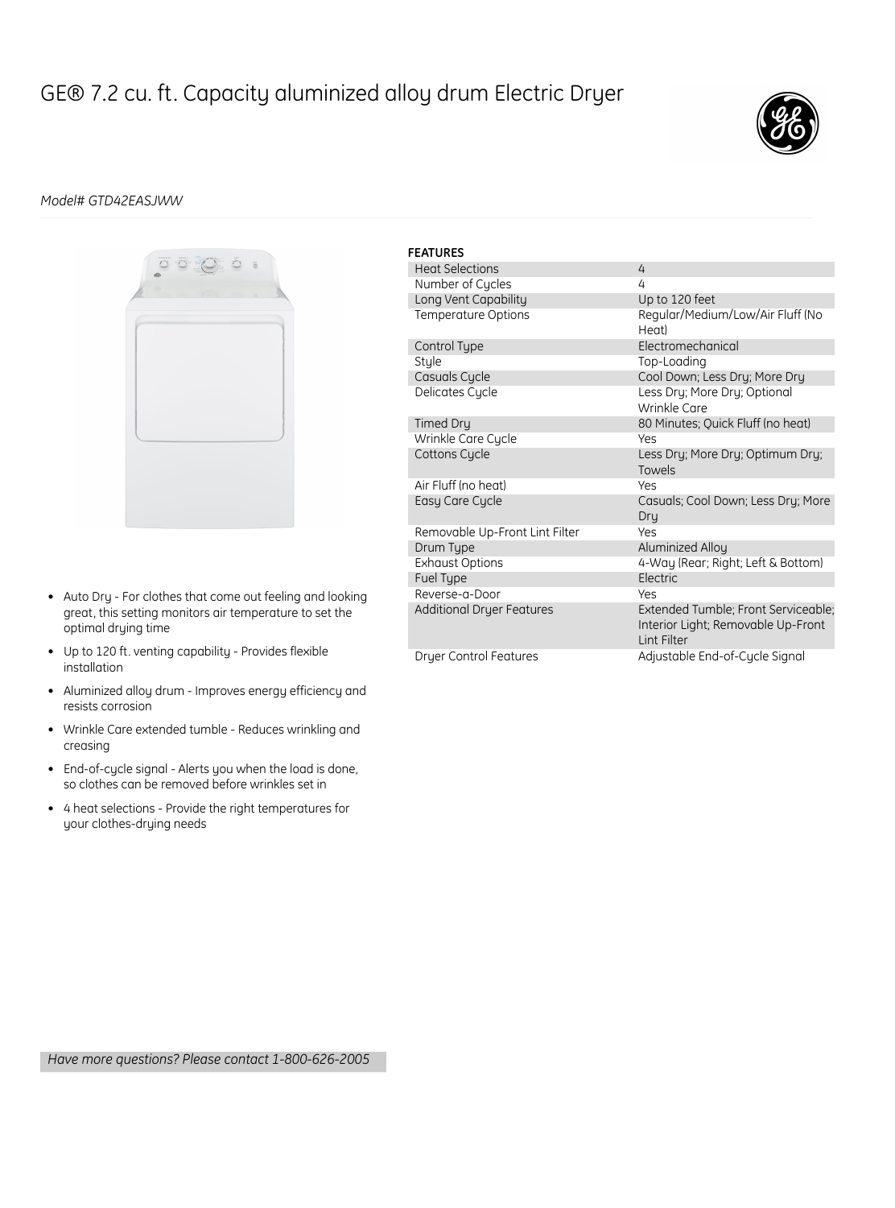# GE® 7.2 cu. ft. Capacity aluminized alloy drum Electric Dryer

*Model# GTD42EASJWW*

- Auto Dry - For clothes that come out feeling and looking great, this setting monitors air temperature to set the optimal drying time
- Up to 120 ft. venting capability - Provides flexible installation
- Aluminized alloy drum - Improves energy efficiency and resists corrosion
- Wrinkle Care extended tumble - Reduces wrinkling and creasing
- End-of-cycle signal - Alerts you when the load is done, so clothes can be removed before wrinkles set in
- 4 heat selections - Provide the right temperatures for your clothes-drying needs

**FEATURES**

| Feature | Value |
| --- | --- |
| Heat Selections | 4 |
| Number of Cycles | 4 |
| Long Vent Capability | Up to 120 feet |
| Temperature Options | Regular/Medium/Low/Air Fluff (No Heat) |
| Control Type | Electromechanical |
| Style | Top-Loading |
| Casuals Cycle | Cool Down; Less Dry; More Dry |
| Delicates Cycle | Less Dry; More Dry; Optional Wrinkle Care |
| Timed Dry | 80 Minutes; Quick Fluff (no heat) |
| Wrinkle Care Cycle | Yes |
| Cottons Cycle | Less Dry; More Dry; Optimum Dry; Towels |
| Air Fluff (no heat) | Yes |
| Easy Care Cycle | Casuals; Cool Down; Less Dry; More Dry |
| Removable Up-Front Lint Filter | Yes |
| Drum Type | Aluminized Alloy |
| Exhaust Options | 4-Way (Rear; Right; Left & Bottom) |
| Fuel Type | Electric |
| Reverse-a-Door | Yes |
| Additional Dryer Features | Extended Tumble; Front Serviceable; Interior Light; Removable Up-Front Lint Filter |
| Dryer Control Features | Adjustable End-of-Cycle Signal |

*Have more questions? Please contact 1-800-626-2005*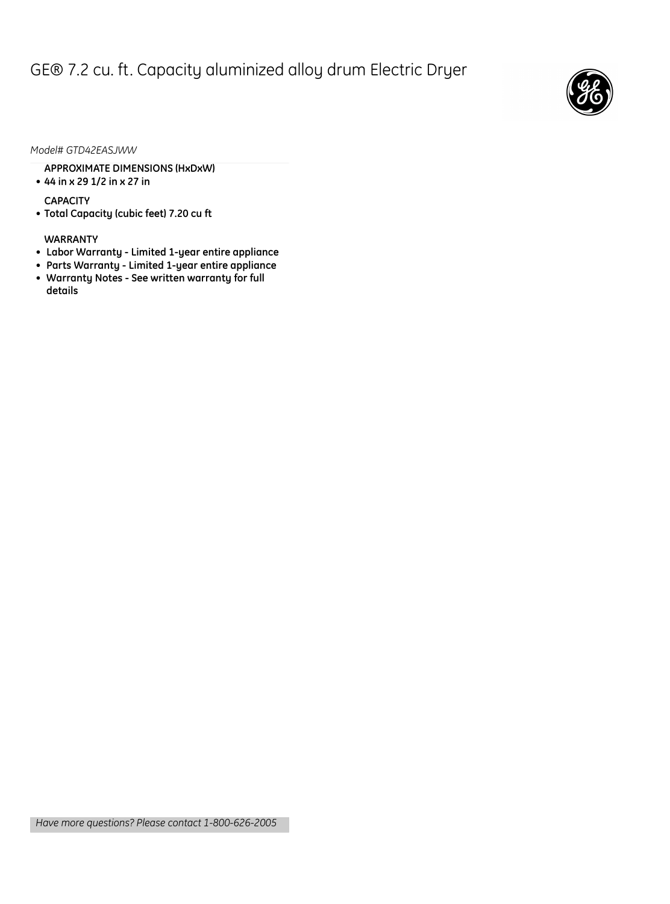# GE® 7.2 cu. ft. Capacity aluminized alloy drum Electric Dryer

*Model# GTD42EASJWW*

**APPROXIMATE DIMENSIONS (HxDxW)**

- **44 in x 29 1/2 in x 27 in**

**CAPACITY**

- **Total Capacity (cubic feet) 7.20 cu ft**

**WARRANTY**

- **Labor Warranty - Limited 1-year entire appliance**
- **Parts Warranty - Limited 1-year entire appliance**
- **Warranty Notes - See written warranty for full details**

*Have more questions? Please contact 1-800-626-2005*